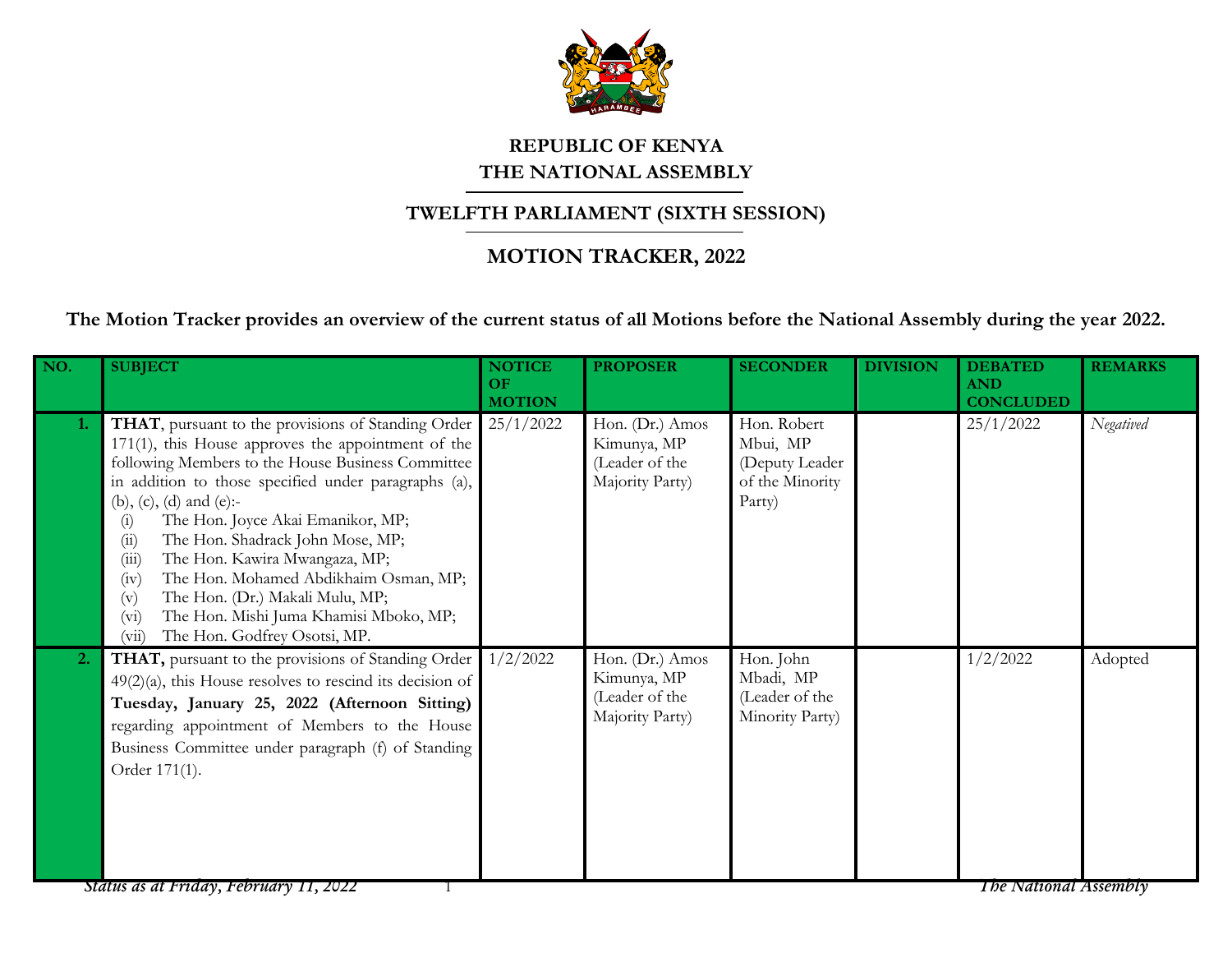# REPUBLIC OF KENYA
# THE NATIONAL ASSEMBLY

## TWELFTH PARLIAMENT (SIXTH SESSION)

## MOTION TRACKER, 2022

**The Motion Tracker provides an overview of the current status of all Motions before the National Assembly during the year 2022.**

| NO. | SUBJECT | NOTICE OF MOTION | PROPOSER | SECONDER | DIVISION | DEBATED AND CONCLUDED | REMARKS |
|---|---|---|---|---|---|---|---|
| 1. | **THAT**, pursuant to the provisions of Standing Order 171(1), this House approves the appointment of the following Members to the House Business Committee in addition to those specified under paragraphs (a), (b), (c), (d) and (e):- (i) The Hon. Joyce Akai Emanikor, MP; (ii) The Hon. Shadrack John Mose, MP; (iii) The Hon. Kawira Mwangaza, MP; (iv) The Hon. Mohamed Abdikhaim Osman, MP; (v) The Hon. (Dr.) Makali Mulu, MP; (vi) The Hon. Mishi Juma Khamisi Mboko, MP; (vii) The Hon. Godfrey Osotsi, MP. | 25/1/2022 | Hon. (Dr.) Amos Kimunya, MP (Leader of the Majority Party) | Hon. Robert Mbui, MP (Deputy Leader of the Minority Party) | | 25/1/2022 | *Negatived* |
| 2. | **THAT,** pursuant to the provisions of Standing Order 49(2)(a), this House resolves to rescind its decision of **Tuesday, January 25, 2022 (Afternoon Sitting)** regarding appointment of Members to the House Business Committee under paragraph (f) of Standing Order 171(1). | 1/2/2022 | Hon. (Dr.) Amos Kimunya, MP (Leader of the Majority Party) | Hon. John Mbadi, MP (Leader of the Minority Party) | | 1/2/2022 | Adopted |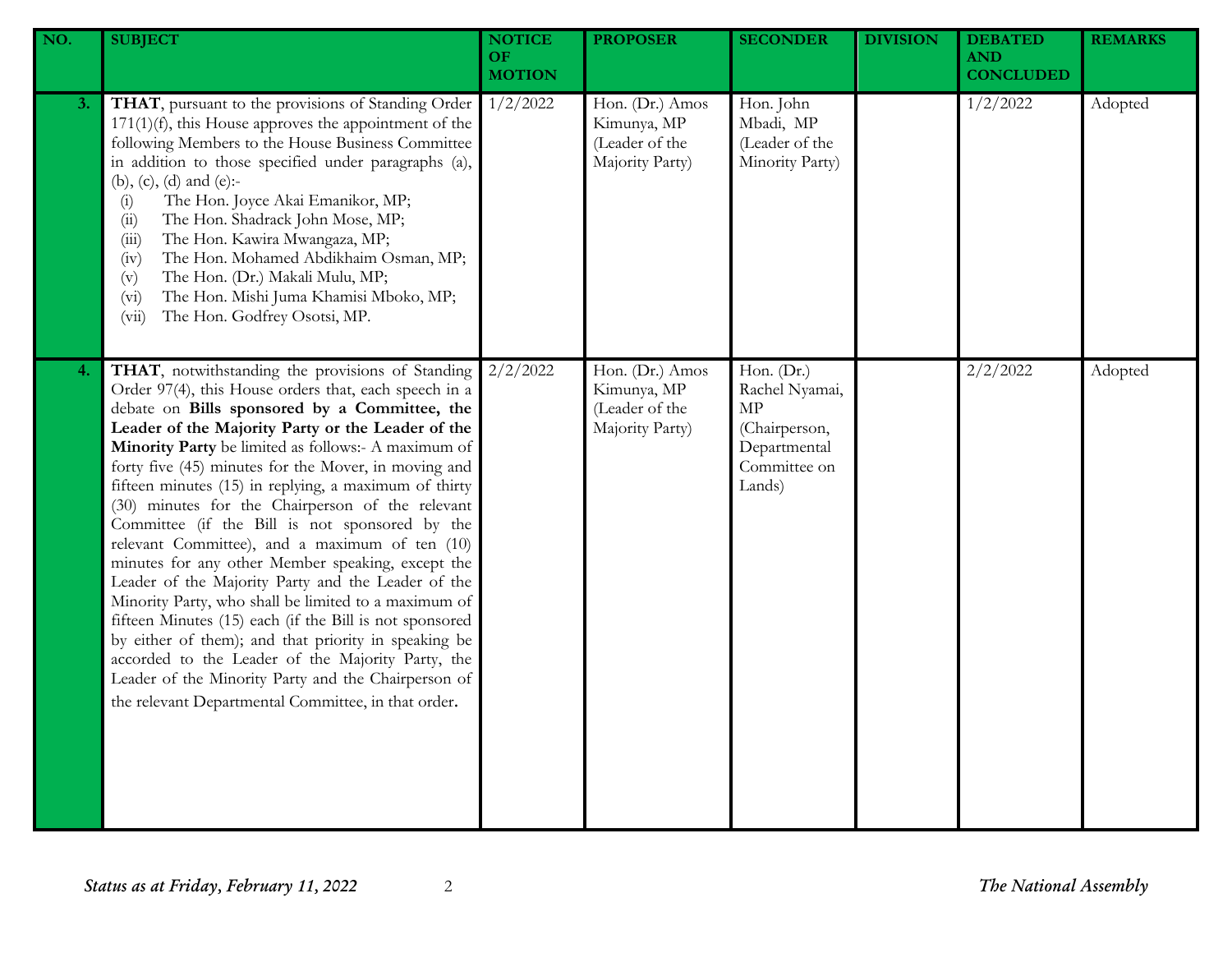| NO. | SUBJECT | NOTICE OF MOTION | PROPOSER | SECONDER | DIVISION | DEBATED AND CONCLUDED | REMARKS |
|---|---|---|---|---|---|---|---|
| 3. | **THAT**, pursuant to the provisions of Standing Order 171(1)(f), this House approves the appointment of the following Members to the House Business Committee in addition to those specified under paragraphs (a), (b), (c), (d) and (e):- (i) The Hon. Joyce Akai Emanikor, MP; (ii) The Hon. Shadrack John Mose, MP; (iii) The Hon. Kawira Mwangaza, MP; (iv) The Hon. Mohamed Abdikhaim Osman, MP; (v) The Hon. (Dr.) Makali Mulu, MP; (vi) The Hon. Mishi Juma Khamisi Mboko, MP; (vii) The Hon. Godfrey Osotsi, MP. | 1/2/2022 | Hon. (Dr.) Amos Kimunya, MP (Leader of the Majority Party) | Hon. John Mbadi, MP (Leader of the Minority Party) | | 1/2/2022 | Adopted |
| 4. | **THAT**, notwithstanding the provisions of Standing Order 97(4), this House orders that, each speech in a debate on **Bills sponsored by a Committee, the Leader of the Majority Party or the Leader of the Minority Party** be limited as follows:- A maximum of forty five (45) minutes for the Mover, in moving and fifteen minutes (15) in replying, a maximum of thirty (30) minutes for the Chairperson of the relevant Committee (if the Bill is not sponsored by the relevant Committee), and a maximum of ten (10) minutes for any other Member speaking, except the Leader of the Majority Party and the Leader of the Minority Party, who shall be limited to a maximum of fifteen Minutes (15) each (if the Bill is not sponsored by either of them); and that priority in speaking be accorded to the Leader of the Majority Party, the Leader of the Minority Party and the Chairperson of the relevant Departmental Committee, in that order. | 2/2/2022 | Hon. (Dr.) Amos Kimunya, MP (Leader of the Majority Party) | Hon. (Dr.) Rachel Nyamai, MP (Chairperson, Departmental Committee on Lands) | | 2/2/2022 | Adopted |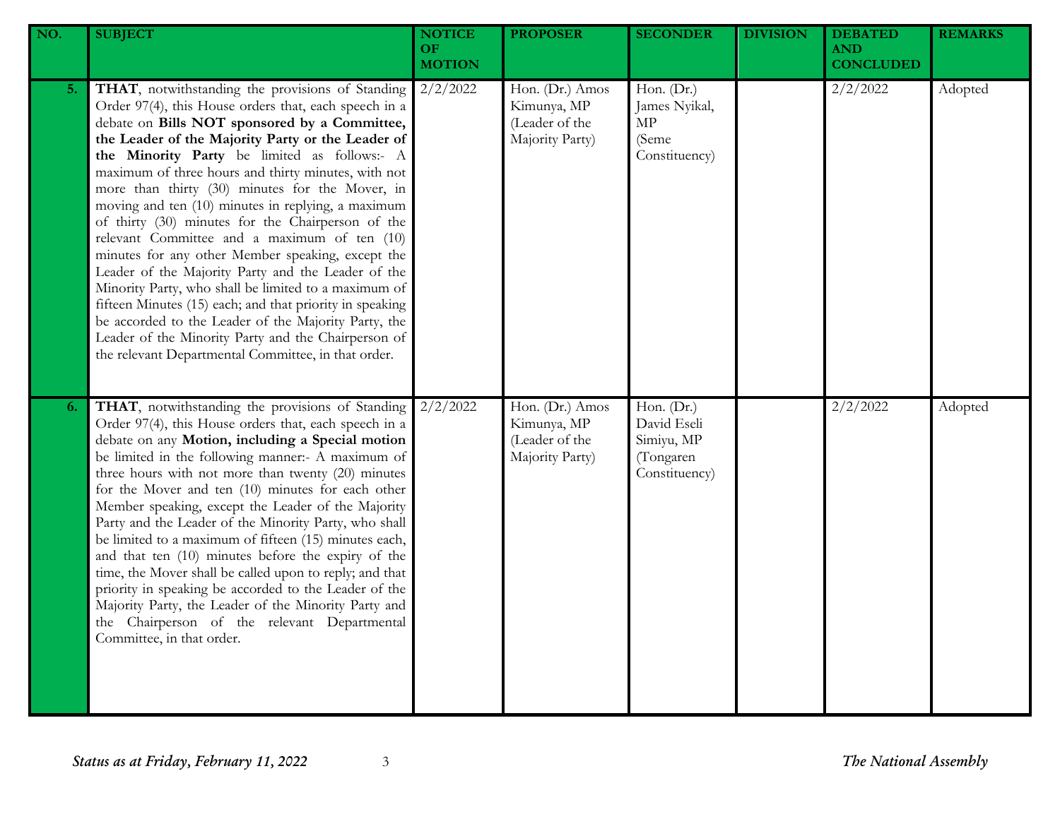| NO. | SUBJECT | NOTICE OF MOTION | PROPOSER | SECONDER | DIVISION | DEBATED AND CONCLUDED | REMARKS |
|---|---|---|---|---|---|---|---|
| 5. | **THAT**, notwithstanding the provisions of Standing Order 97(4), this House orders that, each speech in a debate on **Bills NOT sponsored by a Committee, the Leader of the Majority Party or the Leader of the Minority Party** be limited as follows:- A maximum of three hours and thirty minutes, with not more than thirty (30) minutes for the Mover, in moving and ten (10) minutes in replying, a maximum of thirty (30) minutes for the Chairperson of the relevant Committee and a maximum of ten (10) minutes for any other Member speaking, except the Leader of the Majority Party and the Leader of the Minority Party, who shall be limited to a maximum of fifteen Minutes (15) each; and that priority in speaking be accorded to the Leader of the Majority Party, the Leader of the Minority Party and the Chairperson of the relevant Departmental Committee, in that order. | 2/2/2022 | Hon. (Dr.) Amos Kimunya, MP (Leader of the Majority Party) | Hon. (Dr.) James Nyikal, MP (Seme Constituency) | | 2/2/2022 | Adopted |
| 6. | **THAT**, notwithstanding the provisions of Standing Order 97(4), this House orders that, each speech in a debate on any **Motion, including a Special motion** be limited in the following manner:- A maximum of three hours with not more than twenty (20) minutes for the Mover and ten (10) minutes for each other Member speaking, except the Leader of the Majority Party and the Leader of the Minority Party, who shall be limited to a maximum of fifteen (15) minutes each, and that ten (10) minutes before the expiry of the time, the Mover shall be called upon to reply; and that priority in speaking be accorded to the Leader of the Majority Party, the Leader of the Minority Party and the Chairperson of the relevant Departmental Committee, in that order. | 2/2/2022 | Hon. (Dr.) Amos Kimunya, MP (Leader of the Majority Party) | Hon. (Dr.) David Eseli Simiyu, MP (Tongaren Constituency) | | 2/2/2022 | Adopted |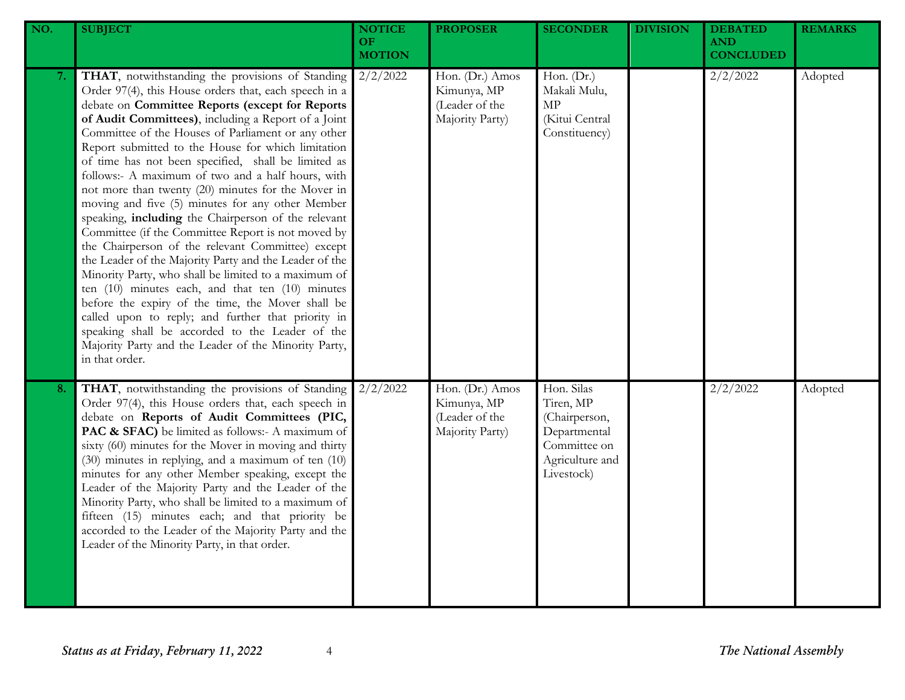| NO. | SUBJECT | NOTICE OF MOTION | PROPOSER | SECONDER | DIVISION | DEBATED AND CONCLUDED | REMARKS |
|---|---|---|---|---|---|---|---|
| 7. | **THAT**, notwithstanding the provisions of Standing Order 97(4), this House orders that, each speech in a debate on **Committee Reports (except for Reports of Audit Committees)**, including a Report of a Joint Committee of the Houses of Parliament or any other Report submitted to the House for which limitation of time has not been specified, shall be limited as follows:- A maximum of two and a half hours, with not more than twenty (20) minutes for the Mover in moving and five (5) minutes for any other Member speaking, **including** the Chairperson of the relevant Committee (if the Committee Report is not moved by the Chairperson of the relevant Committee) except the Leader of the Majority Party and the Leader of the Minority Party, who shall be limited to a maximum of ten (10) minutes each, and that ten (10) minutes before the expiry of the time, the Mover shall be called upon to reply; and further that priority in speaking shall be accorded to the Leader of the Majority Party and the Leader of the Minority Party, in that order. | 2/2/2022 | Hon. (Dr.) Amos Kimunya, MP (Leader of the Majority Party) | Hon. (Dr.) Makali Mulu, MP (Kitui Central Constituency) | | 2/2/2022 | Adopted |
| 8. | **THAT**, notwithstanding the provisions of Standing Order 97(4), this House orders that, each speech in debate on **Reports of Audit Committees (PIC, PAC & SFAC)** be limited as follows:- A maximum of sixty (60) minutes for the Mover in moving and thirty (30) minutes in replying, and a maximum of ten (10) minutes for any other Member speaking, except the Leader of the Majority Party and the Leader of the Minority Party, who shall be limited to a maximum of fifteen (15) minutes each; and that priority be accorded to the Leader of the Majority Party and the Leader of the Minority Party, in that order. | 2/2/2022 | Hon. (Dr.) Amos Kimunya, MP (Leader of the Majority Party) | Hon. Silas Tiren, MP (Chairperson, Departmental Committee on Agriculture and Livestock) | | 2/2/2022 | Adopted |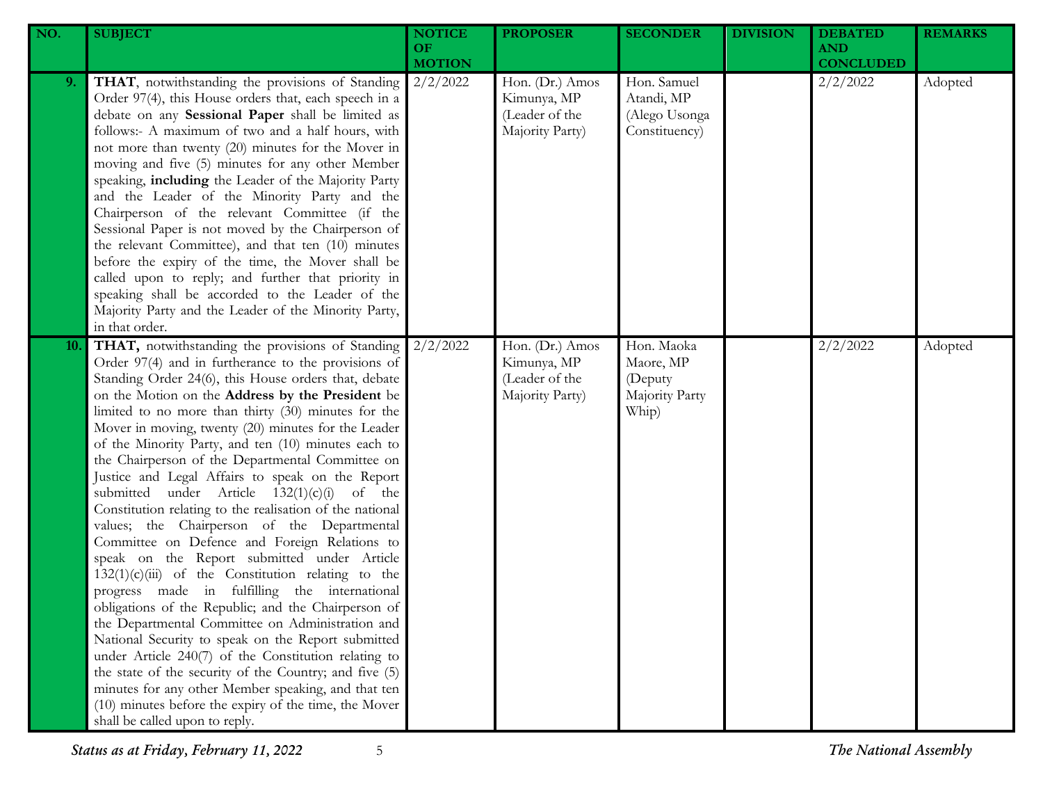| NO. | SUBJECT | NOTICE OF MOTION | PROPOSER | SECONDER | DIVISION | DEBATED AND CONCLUDED | REMARKS |
|---|---|---|---|---|---|---|---|
| 9. | **THAT**, notwithstanding the provisions of Standing Order 97(4), this House orders that, each speech in a debate on any **Sessional Paper** shall be limited as follows:- A maximum of two and a half hours, with not more than twenty (20) minutes for the Mover in moving and five (5) minutes for any other Member speaking, **including** the Leader of the Majority Party and the Leader of the Minority Party and the Chairperson of the relevant Committee (if the Sessional Paper is not moved by the Chairperson of the relevant Committee), and that ten (10) minutes before the expiry of the time, the Mover shall be called upon to reply; and further that priority in speaking shall be accorded to the Leader of the Majority Party and the Leader of the Minority Party, in that order. | 2/2/2022 | Hon. (Dr.) Amos Kimunya, MP (Leader of the Majority Party) | Hon. Samuel Atandi, MP (Alego Usonga Constituency) | | 2/2/2022 | Adopted |
| 10. | **THAT,** notwithstanding the provisions of Standing Order 97(4) and in furtherance to the provisions of Standing Order 24(6), this House orders that, debate on the Motion on the **Address by the President** be limited to no more than thirty (30) minutes for the Mover in moving, twenty (20) minutes for the Leader of the Minority Party, and ten (10) minutes each to the Chairperson of the Departmental Committee on Justice and Legal Affairs to speak on the Report submitted under Article 132(1)(c)(i) of the Constitution relating to the realisation of the national values; the Chairperson of the Departmental Committee on Defence and Foreign Relations to speak on the Report submitted under Article 132(1)(c)(iii) of the Constitution relating to the progress made in fulfilling the international obligations of the Republic; and the Chairperson of the Departmental Committee on Administration and National Security to speak on the Report submitted under Article 240(7) of the Constitution relating to the state of the security of the Country; and five (5) minutes for any other Member speaking, and that ten (10) minutes before the expiry of the time, the Mover shall be called upon to reply. | 2/2/2022 | Hon. (Dr.) Amos Kimunya, MP (Leader of the Majority Party) | Hon. Maoka Maore, MP (Deputy Majority Party Whip) | | 2/2/2022 | Adopted |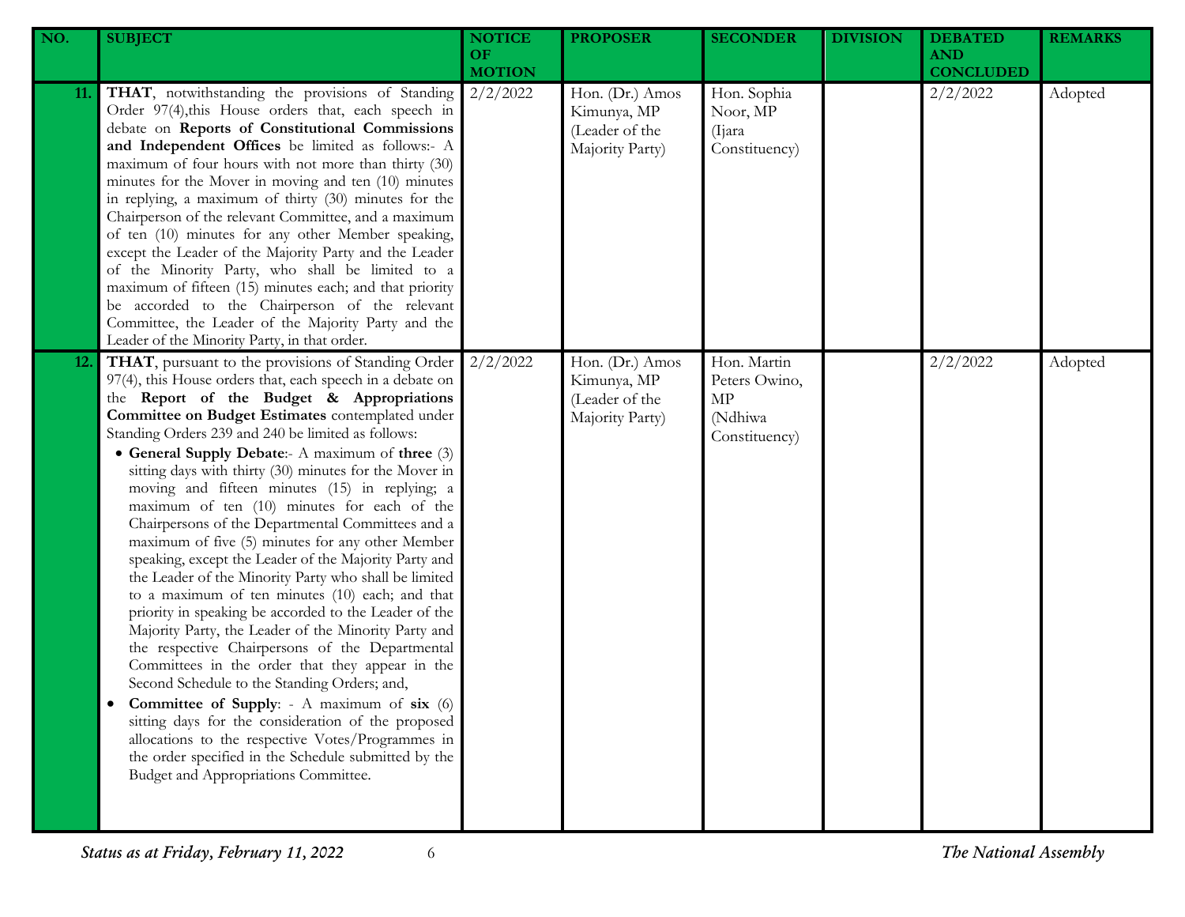| NO. | SUBJECT | NOTICE OF MOTION | PROPOSER | SECONDER | DIVISION | DEBATED AND CONCLUDED | REMARKS |
|---|---|---|---|---|---|---|---|
| 11. | **THAT**, notwithstanding the provisions of Standing Order 97(4),this House orders that, each speech in debate on **Reports of Constitutional Commissions and Independent Offices** be limited as follows:- A maximum of four hours with not more than thirty (30) minutes for the Mover in moving and ten (10) minutes in replying, a maximum of thirty (30) minutes for the Chairperson of the relevant Committee, and a maximum of ten (10) minutes for any other Member speaking, except the Leader of the Majority Party and the Leader of the Minority Party, who shall be limited to a maximum of fifteen (15) minutes each; and that priority be accorded to the Chairperson of the relevant Committee, the Leader of the Majority Party and the Leader of the Minority Party, in that order. | 2/2/2022 | Hon. (Dr.) Amos Kimunya, MP (Leader of the Majority Party) | Hon. Sophia Noor, MP (Ijara Constituency) | | 2/2/2022 | Adopted |
| 12. | **THAT**, pursuant to the provisions of Standing Order 97(4), this House orders that, each speech in a debate on the **Report of the Budget & Appropriations Committee on Budget Estimates** contemplated under Standing Orders 239 and 240 be limited as follows: <br>• **General Supply Debate**:- A maximum of **three** (3) sitting days with thirty (30) minutes for the Mover in moving and fifteen minutes (15) in replying; a maximum of ten (10) minutes for each of the Chairpersons of the Departmental Committees and a maximum of five (5) minutes for any other Member speaking, except the Leader of the Majority Party and the Leader of the Minority Party who shall be limited to a maximum of ten minutes (10) each; and that priority in speaking be accorded to the Leader of the Majority Party, the Leader of the Minority Party and the respective Chairpersons of the Departmental Committees in the order that they appear in the Second Schedule to the Standing Orders; and, <br>• **Committee of Supply**: - A maximum of **six** (6) sitting days for the consideration of the proposed allocations to the respective Votes/Programmes in the order specified in the Schedule submitted by the Budget and Appropriations Committee. | 2/2/2022 | Hon. (Dr.) Amos Kimunya, MP (Leader of the Majority Party) | Hon. Martin Peters Owino, MP (Ndhiwa Constituency) | | 2/2/2022 | Adopted |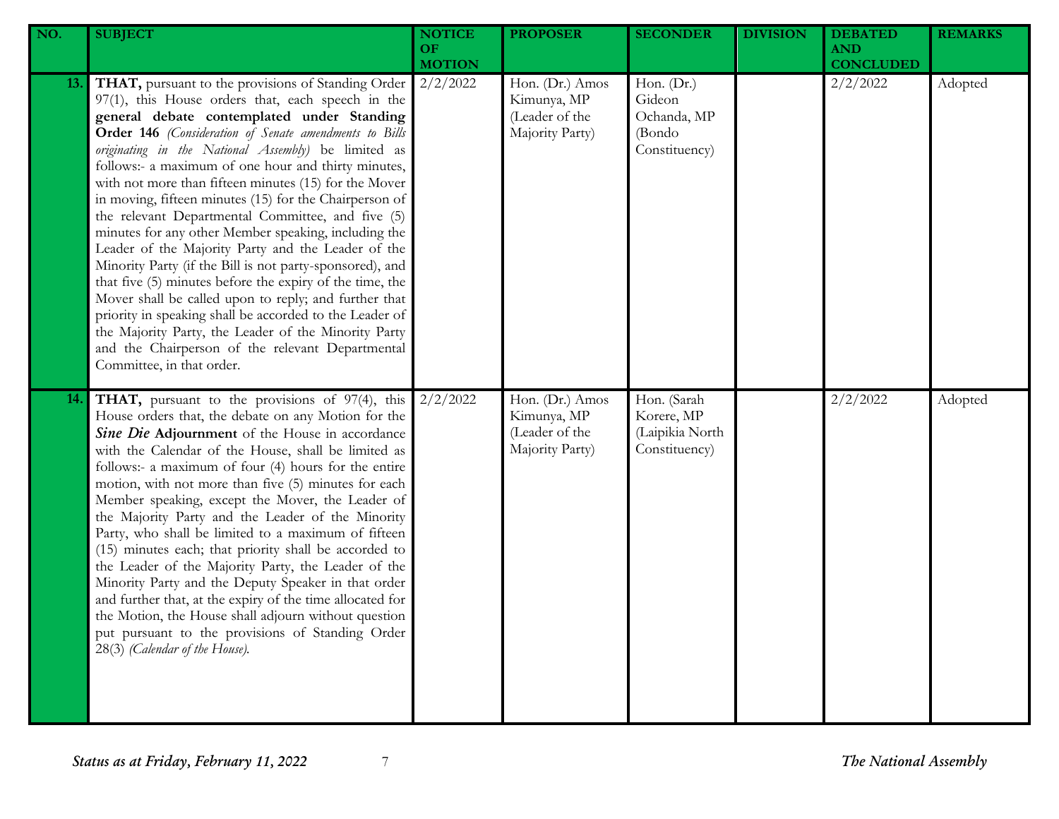| NO. | SUBJECT | NOTICE OF MOTION | PROPOSER | SECONDER | DIVISION | DEBATED AND CONCLUDED | REMARKS |
|---|---|---|---|---|---|---|---|
| 13. | **THAT,** pursuant to the provisions of Standing Order 97(1), this House orders that, each speech in the **general debate contemplated under Standing Order 146** *(Consideration of Senate amendments to Bills originating in the National Assembly)* be limited as follows:- a maximum of one hour and thirty minutes, with not more than fifteen minutes (15) for the Mover in moving, fifteen minutes (15) for the Chairperson of the relevant Departmental Committee, and five (5) minutes for any other Member speaking, including the Leader of the Majority Party and the Leader of the Minority Party (if the Bill is not party-sponsored), and that five (5) minutes before the expiry of the time, the Mover shall be called upon to reply; and further that priority in speaking shall be accorded to the Leader of the Majority Party, the Leader of the Minority Party and the Chairperson of the relevant Departmental Committee, in that order. | 2/2/2022 | Hon. (Dr.) Amos Kimunya, MP (Leader of the Majority Party) | Hon. (Dr.) Gideon Ochanda, MP (Bondo Constituency) | | 2/2/2022 | Adopted |
| 14. | **THAT,** pursuant to the provisions of 97(4), this House orders that, the debate on any Motion for the ***Sine Die* Adjournment** of the House in accordance with the Calendar of the House, shall be limited as follows:- a maximum of four (4) hours for the entire motion, with not more than five (5) minutes for each Member speaking, except the Mover, the Leader of the Majority Party and the Leader of the Minority Party, who shall be limited to a maximum of fifteen (15) minutes each; that priority shall be accorded to the Leader of the Majority Party, the Leader of the Minority Party and the Deputy Speaker in that order and further that, at the expiry of the time allocated for the Motion, the House shall adjourn without question put pursuant to the provisions of Standing Order 28(3) *(Calendar of the House).* | 2/2/2022 | Hon. (Dr.) Amos Kimunya, MP (Leader of the Majority Party) | Hon. (Sarah Korere, MP (Laipikia North Constituency) | | 2/2/2022 | Adopted |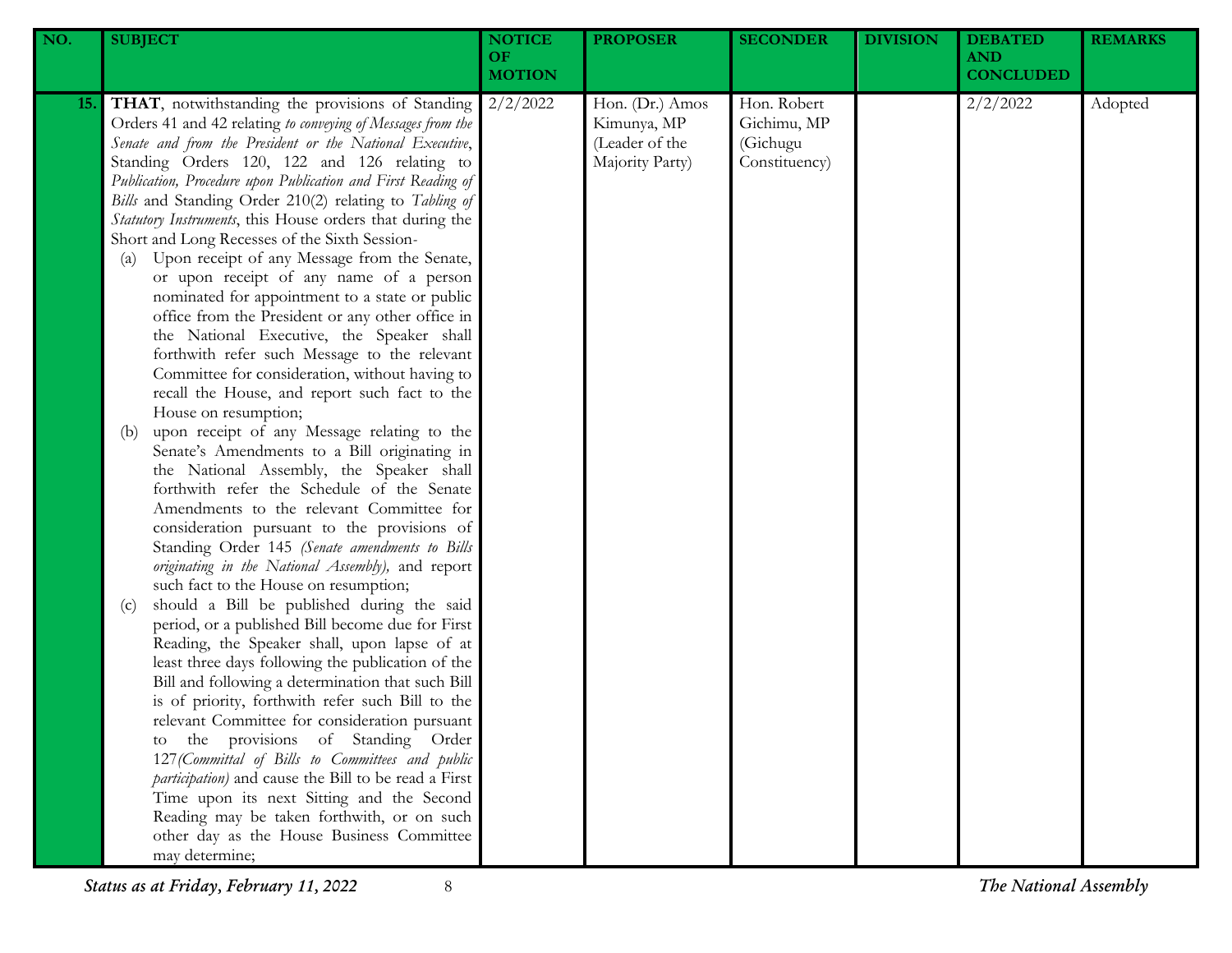| NO. | SUBJECT | NOTICE OF MOTION | PROPOSER | SECONDER | DIVISION | DEBATED AND CONCLUDED | REMARKS |
|---|---|---|---|---|---|---|---|
| 15. | **THAT**, notwithstanding the provisions of Standing Orders 41 and 42 relating *to conveying of Messages from the Senate and from the President or the National Executive*, Standing Orders 120, 122 and 126 relating to *Publication, Procedure upon Publication and First Reading of Bills* and Standing Order 210(2) relating to *Tabling of Statutory Instruments*, this House orders that during the Short and Long Recesses of the Sixth Session- <br>(a) Upon receipt of any Message from the Senate, or upon receipt of any name of a person nominated for appointment to a state or public office from the President or any other office in the National Executive, the Speaker shall forthwith refer such Message to the relevant Committee for consideration, without having to recall the House, and report such fact to the House on resumption; <br>(b) upon receipt of any Message relating to the Senate's Amendments to a Bill originating in the National Assembly, the Speaker shall forthwith refer the Schedule of the Senate Amendments to the relevant Committee for consideration pursuant to the provisions of Standing Order 145 *(Senate amendments to Bills originating in the National Assembly)*, and report such fact to the House on resumption; <br>(c) should a Bill be published during the said period, or a published Bill become due for First Reading, the Speaker shall, upon lapse of at least three days following the publication of the Bill and following a determination that such Bill is of priority, forthwith refer such Bill to the relevant Committee for consideration pursuant to the provisions of Standing Order 127*(Committal of Bills to Committees and public participation)* and cause the Bill to be read a First Time upon its next Sitting and the Second Reading may be taken forthwith, or on such other day as the House Business Committee may determine; | 2/2/2022 | Hon. (Dr.) Amos Kimunya, MP (Leader of the Majority Party) | Hon. Robert Gichimu, MP (Gichugu Constituency) | | 2/2/2022 | Adopted |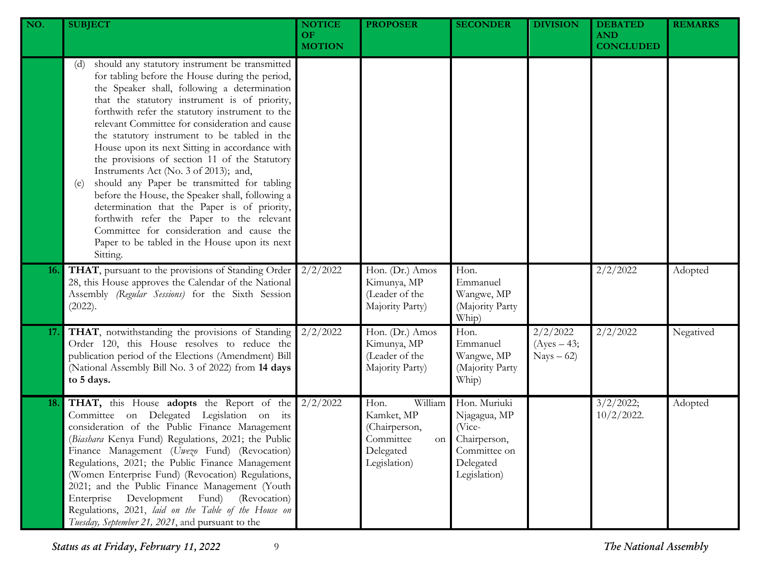| NO. | SUBJECT | NOTICE OF MOTION | PROPOSER | SECONDER | DIVISION | DEBATED AND CONCLUDED | REMARKS |
|---|---|---|---|---|---|---|---|
| | (d) should any statutory instrument be transmitted for tabling before the House during the period, the Speaker shall, following a determination that the statutory instrument is of priority, forthwith refer the statutory instrument to the relevant Committee for consideration and cause the statutory instrument to be tabled in the House upon its next Sitting in accordance with the provisions of section 11 of the Statutory Instruments Act (No. 3 of 2013); and,<br>(e) should any Paper be transmitted for tabling before the House, the Speaker shall, following a determination that the Paper is of priority, forthwith refer the Paper to the relevant Committee for consideration and cause the Paper to be tabled in the House upon its next Sitting. | | | | | | |
| **16.** | **THAT**, pursuant to the provisions of Standing Order 28, this House approves the Calendar of the National Assembly *(Regular Sessions)* for the Sixth Session (2022). | 2/2/2022 | Hon. (Dr.) Amos Kimunya, MP (Leader of the Majority Party) | Hon. Emmanuel Wangwe, MP (Majority Party Whip) | | 2/2/2022 | Adopted |
| **17.** | **THAT**, notwithstanding the provisions of Standing Order 120, this House resolves to reduce the publication period of the Elections (Amendment) Bill (National Assembly Bill No. 3 of 2022) from **14 days to 5 days.** | 2/2/2022 | Hon. (Dr.) Amos Kimunya, MP (Leader of the Majority Party) | Hon. Emmanuel Wangwe, MP (Majority Party Whip) | 2/2/2022 (Ayes – 43; Nays – 62) | 2/2/2022 | Negatived |
| **18.** | **THAT,** this House **adopts** the Report of the Committee on Delegated Legislation on its consideration of the Public Finance Management (*Biashara* Kenya Fund) Regulations, 2021; the Public Finance Management (*Uwezo* Fund) (Revocation) Regulations, 2021; the Public Finance Management (Women Enterprise Fund) (Revocation) Regulations, 2021; and the Public Finance Management (Youth Enterprise Development Fund) (Revocation) Regulations, 2021, *laid on the Table of the House on Tuesday, September 21, 2021*, and pursuant to the | 2/2/2022 | Hon. William Kamket, MP (Chairperson, Committee on Delegated Legislation) | Hon. Muriuki Njagagua, MP (Vice-Chairperson, Committee on Delegated Legislation) | | 3/2/2022; 10/2/2022. | Adopted |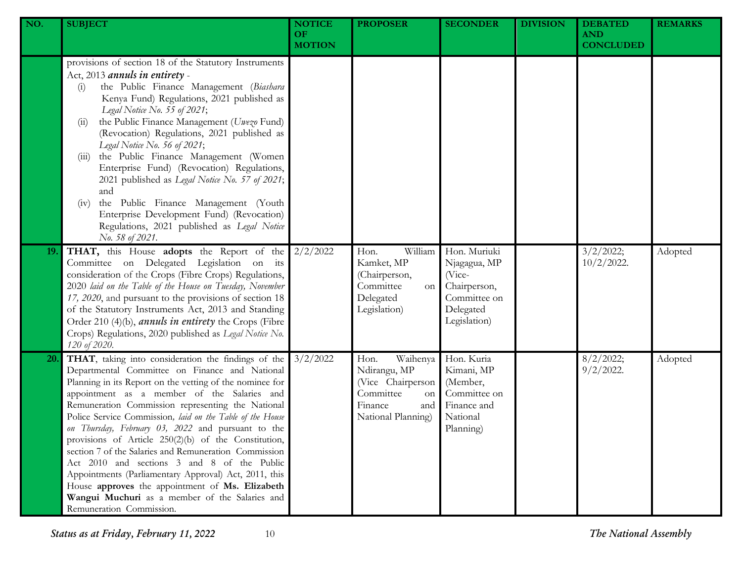| NO. | SUBJECT | NOTICE OF MOTION | PROPOSER | SECONDER | DIVISION | DEBATED AND CONCLUDED | REMARKS |
|---|---|---|---|---|---|---|---|
| | provisions of section 18 of the Statutory Instruments Act, 2013 ***annuls in entirety*** -<br>(i) the Public Finance Management (*Biashara* Kenya Fund) Regulations, 2021 published as *Legal Notice No. 55 of 2021*;<br>(ii) the Public Finance Management (*Uwezo* Fund) (Revocation) Regulations, 2021 published as *Legal Notice No. 56 of 2021*;<br>(iii) the Public Finance Management (Women Enterprise Fund) (Revocation) Regulations, 2021 published as *Legal Notice No. 57 of 2021*; and<br>(iv) the Public Finance Management (Youth Enterprise Development Fund) (Revocation) Regulations, 2021 published as *Legal Notice No. 58 of 2021*. | | | | | | |
| **19.** | **THAT,** this House **adopts** the Report of the Committee on Delegated Legislation on its consideration of the Crops (Fibre Crops) Regulations, 2020 *laid on the Table of the House on Tuesday, November 17, 2020*, and pursuant to the provisions of section 18 of the Statutory Instruments Act, 2013 and Standing Order 210 (4)(b), ***annuls in entirety*** the Crops (Fibre Crops) Regulations, 2020 published as *Legal Notice No. 120 of 2020*. | 2/2/2022 | Hon. William Kamket, MP (Chairperson, Committee on Delegated Legislation) | Hon. Muriuki Njagagua, MP (Vice-Chairperson, Committee on Delegated Legislation) | | 3/2/2022; 10/2/2022. | Adopted |
| **20.** | **THAT**, taking into consideration the findings of the Departmental Committee on Finance and National Planning in its Report on the vetting of the nominee for appointment as a member of the Salaries and Remuneration Commission representing the National Police Service Commission, *laid on the Table of the House on Thursday, February 03, 2022* and pursuant to the provisions of Article 250(2)(b) of the Constitution, section 7 of the Salaries and Remuneration Commission Act 2010 and sections 3 and 8 of the Public Appointments (Parliamentary Approval) Act, 2011, this House **approves** the appointment of **Ms. Elizabeth Wangui Muchuri** as a member of the Salaries and Remuneration Commission. | 3/2/2022 | Hon. Waihenya Ndirangu, MP (Vice Chairperson Committee on Finance and National Planning) | Hon. Kuria Kimani, MP (Member, Committee on Finance and National Planning) | | 8/2/2022; 9/2/2022. | Adopted |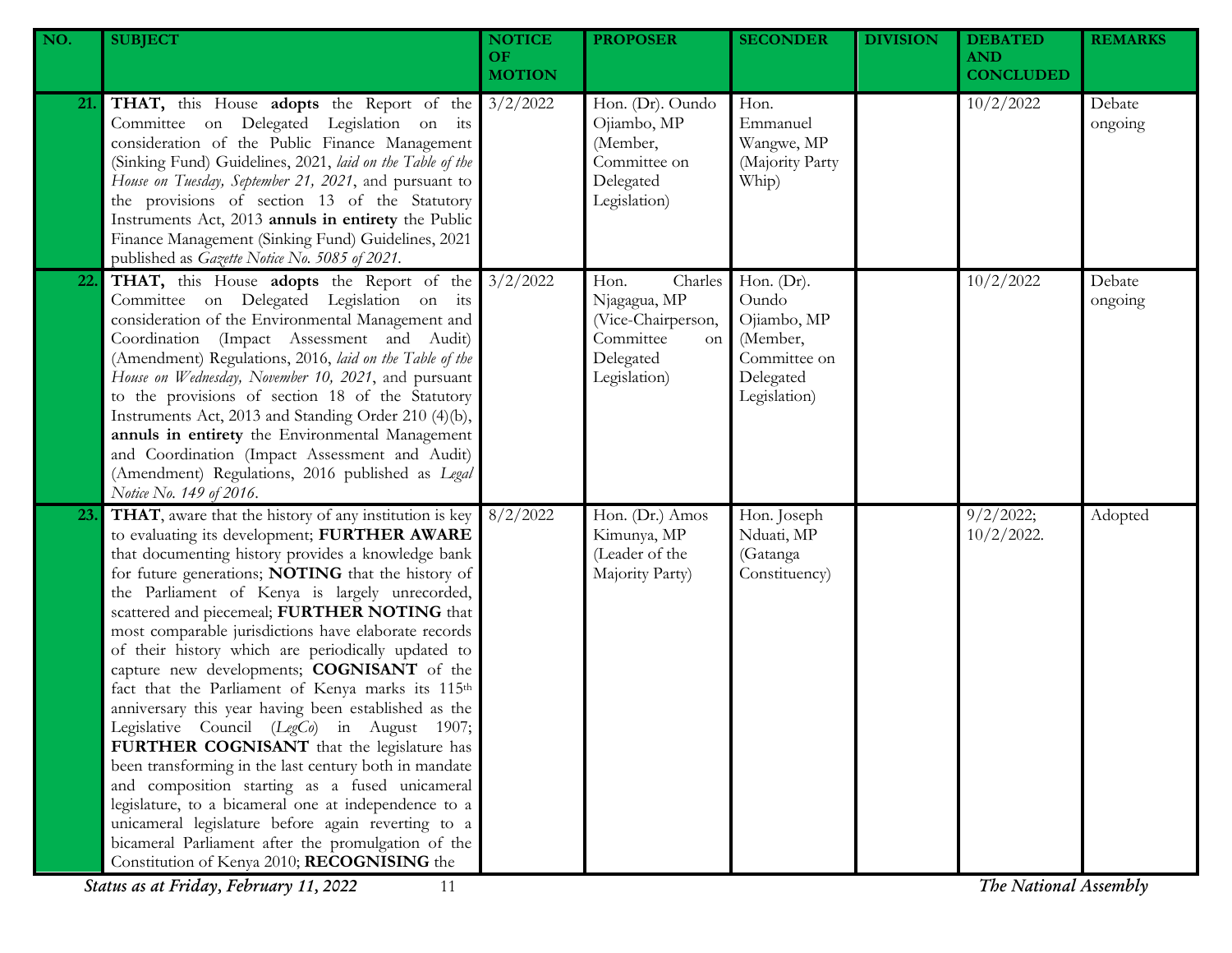| NO. | SUBJECT | NOTICE OF MOTION | PROPOSER | SECONDER | DIVISION | DEBATED AND CONCLUDED | REMARKS |
|---|---|---|---|---|---|---|---|
| 21. | **THAT,** this House **adopts** the Report of the Committee on Delegated Legislation on its consideration of the Public Finance Management (Sinking Fund) Guidelines, 2021, *laid on the Table of the House on Tuesday, September 21, 2021*, and pursuant to the provisions of section 13 of the Statutory Instruments Act, 2013 **annuls in entirety** the Public Finance Management (Sinking Fund) Guidelines, 2021 published as *Gazette Notice No. 5085 of 2021.* | 3/2/2022 | Hon. (Dr). Oundo Ojiambo, MP (Member, Committee on Delegated Legislation) | Hon. Emmanuel Wangwe, MP (Majority Party Whip) | | 10/2/2022 | Debate ongoing |
| 22. | **THAT,** this House **adopts** the Report of the Committee on Delegated Legislation on its consideration of the Environmental Management and Coordination (Impact Assessment and Audit) (Amendment) Regulations, 2016, *laid on the Table of the House on Wednesday, November 10, 2021*, and pursuant to the provisions of section 18 of the Statutory Instruments Act, 2013 and Standing Order 210 (4)(b), **annuls in entirety** the Environmental Management and Coordination (Impact Assessment and Audit) (Amendment) Regulations, 2016 published as *Legal Notice No. 149 of 2016*. | 3/2/2022 | Hon. Charles Njagagua, MP (Vice-Chairperson, Committee on Delegated Legislation) | Hon. (Dr). Oundo Ojiambo, MP (Member, Committee on Delegated Legislation) | | 10/2/2022 | Debate ongoing |
| 23. | **THAT**, aware that the history of any institution is key to evaluating its development; **FURTHER AWARE** that documenting history provides a knowledge bank for future generations; **NOTING** that the history of the Parliament of Kenya is largely unrecorded, scattered and piecemeal; **FURTHER NOTING** that most comparable jurisdictions have elaborate records of their history which are periodically updated to capture new developments; **COGNISANT** of the fact that the Parliament of Kenya marks its 115th anniversary this year having been established as the Legislative Council (*LegCo*) in August 1907; **FURTHER COGNISANT** that the legislature has been transforming in the last century both in mandate and composition starting as a fused unicameral legislature, to a bicameral one at independence to a unicameral legislature before again reverting to a bicameral Parliament after the promulgation of the Constitution of Kenya 2010; **RECOGNISING** the | 8/2/2022 | Hon. (Dr.) Amos Kimunya, MP (Leader of the Majority Party) | Hon. Joseph Nduati, MP (Gatanga Constituency) | | 9/2/2022; 10/2/2022. | Adopted |

*Status as at Friday, February 11, 2022*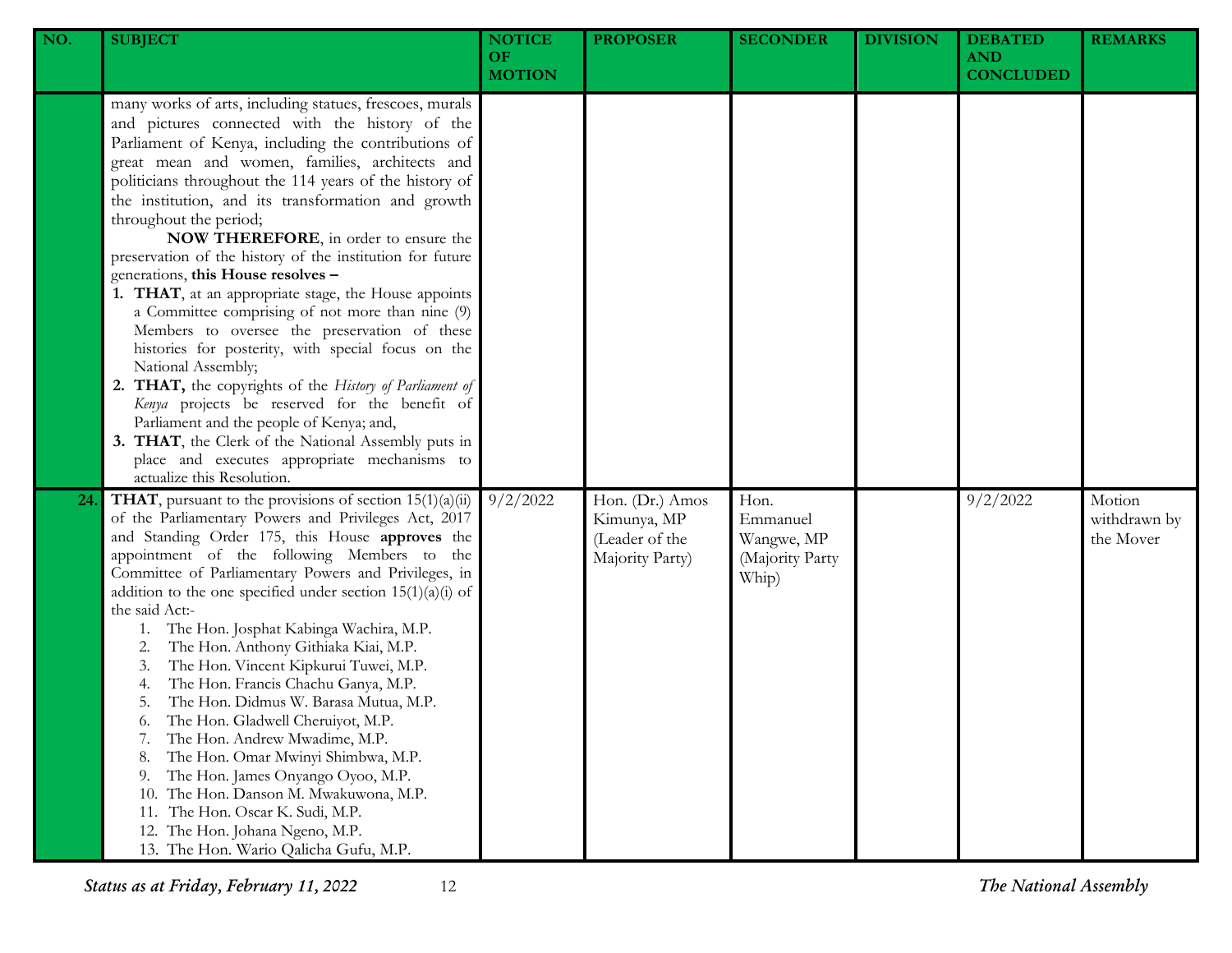| NO. | SUBJECT | NOTICE OF MOTION | PROPOSER | SECONDER | DIVISION | DEBATED AND CONCLUDED | REMARKS |
|---|---|---|---|---|---|---|---|
| | many works of arts, including statues, frescoes, murals and pictures connected with the history of the Parliament of Kenya, including the contributions of great mean and women, families, architects and politicians throughout the 114 years of the history of the institution, and its transformation and growth throughout the period;<br>**NOW THEREFORE**, in order to ensure the preservation of the history of the institution for future generations, **this House resolves –**<br>1. **THAT**, at an appropriate stage, the House appoints a Committee comprising of not more than nine (9) Members to oversee the preservation of these histories for posterity, with special focus on the National Assembly;<br>2. **THAT,** the copyrights of the *History of Parliament of Kenya* projects be reserved for the benefit of Parliament and the people of Kenya; and,<br>3. **THAT**, the Clerk of the National Assembly puts in place and executes appropriate mechanisms to actualize this Resolution. | | | | | | |
| 24. | **THAT**, pursuant to the provisions of section 15(1)(a)(ii) of the Parliamentary Powers and Privileges Act, 2017 and Standing Order 175, this House **approves** the appointment of the following Members to the Committee of Parliamentary Powers and Privileges, in addition to the one specified under section 15(1)(a)(i) of the said Act:-<br>1. The Hon. Josphat Kabinga Wachira, M.P.<br>2. The Hon. Anthony Githiaka Kiai, M.P.<br>3. The Hon. Vincent Kipkurui Tuwei, M.P.<br>4. The Hon. Francis Chachu Ganya, M.P.<br>5. The Hon. Didmus W. Barasa Mutua, M.P.<br>6. The Hon. Gladwell Cheruiyot, M.P.<br>7. The Hon. Andrew Mwadime, M.P.<br>8. The Hon. Omar Mwinyi Shimbwa, M.P.<br>9. The Hon. James Onyango Oyoo, M.P.<br>10. The Hon. Danson M. Mwakuwona, M.P.<br>11. The Hon. Oscar K. Sudi, M.P.<br>12. The Hon. Johana Ngeno, M.P.<br>13. The Hon. Wario Qalicha Gufu, M.P. | 9/2/2022 | Hon. (Dr.) Amos Kimunya, MP (Leader of the Majority Party) | Hon. Emmanuel Wangwe, MP (Majority Party Whip) | | 9/2/2022 | Motion withdrawn by the Mover |

*Status as at Friday, February 11, 2022* *The National Assembly*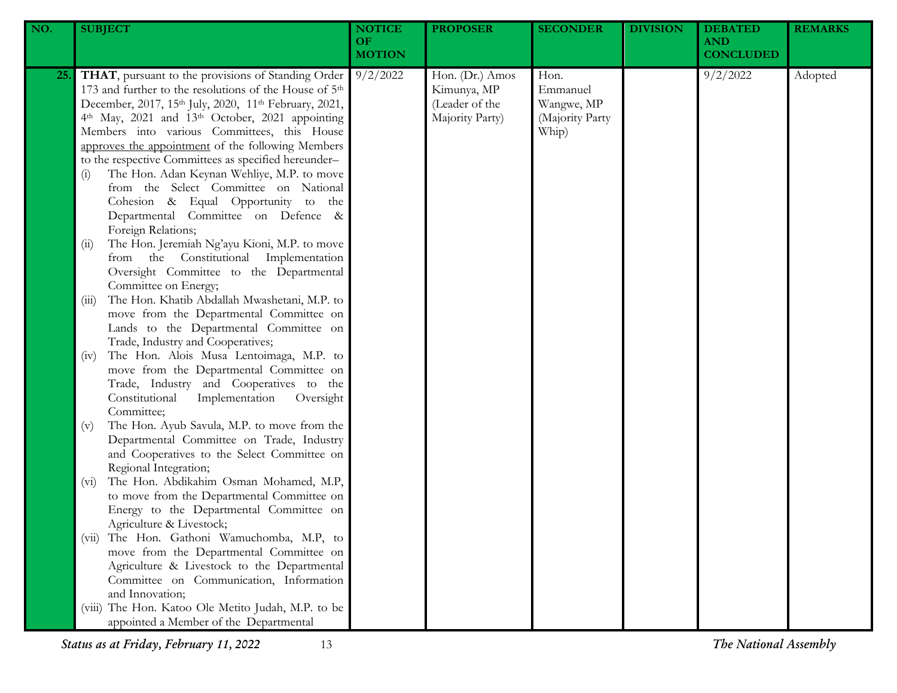| NO. | SUBJECT | NOTICE OF MOTION | PROPOSER | SECONDER | DIVISION | DEBATED AND CONCLUDED | REMARKS |
|---|---|---|---|---|---|---|---|
| 25. | **THAT**, pursuant to the provisions of Standing Order 173 and further to the resolutions of the House of 5th December, 2017, 15th July, 2020, 11th February, 2021, 4th May, 2021 and 13th October, 2021 appointing Members into various Committees, this House approves the appointment of the following Members to the respective Committees as specified hereunder–<br>(i) The Hon. Adan Keynan Wehliye, M.P. to move from the Select Committee on National Cohesion & Equal Opportunity to the Departmental Committee on Defence & Foreign Relations;<br>(ii) The Hon. Jeremiah Ng'ayu Kioni, M.P. to move from the Constitutional Implementation Oversight Committee to the Departmental Committee on Energy;<br>(iii) The Hon. Khatib Abdallah Mwashetani, M.P. to move from the Departmental Committee on Lands to the Departmental Committee on Trade, Industry and Cooperatives;<br>(iv) The Hon. Alois Musa Lentoimaga, M.P. to move from the Departmental Committee on Trade, Industry and Cooperatives to the Constitutional Implementation Oversight Committee;<br>(v) The Hon. Ayub Savula, M.P. to move from the Departmental Committee on Trade, Industry and Cooperatives to the Select Committee on Regional Integration;<br>(vi) The Hon. Abdikahim Osman Mohamed, M.P, to move from the Departmental Committee on Energy to the Departmental Committee on Agriculture & Livestock;<br>(vii) The Hon. Gathoni Wamuchomba, M.P, to move from the Departmental Committee on Agriculture & Livestock to the Departmental Committee on Communication, Information and Innovation;<br>(viii) The Hon. Katoo Ole Metito Judah, M.P. to be appointed a Member of the Departmental | 9/2/2022 | Hon. (Dr.) Amos Kimunya, MP (Leader of the Majority Party) | Hon. Emmanuel Wangwe, MP (Majority Party Whip) | | 9/2/2022 | Adopted |

*Status as at Friday, February 11, 2022* *The National Assembly*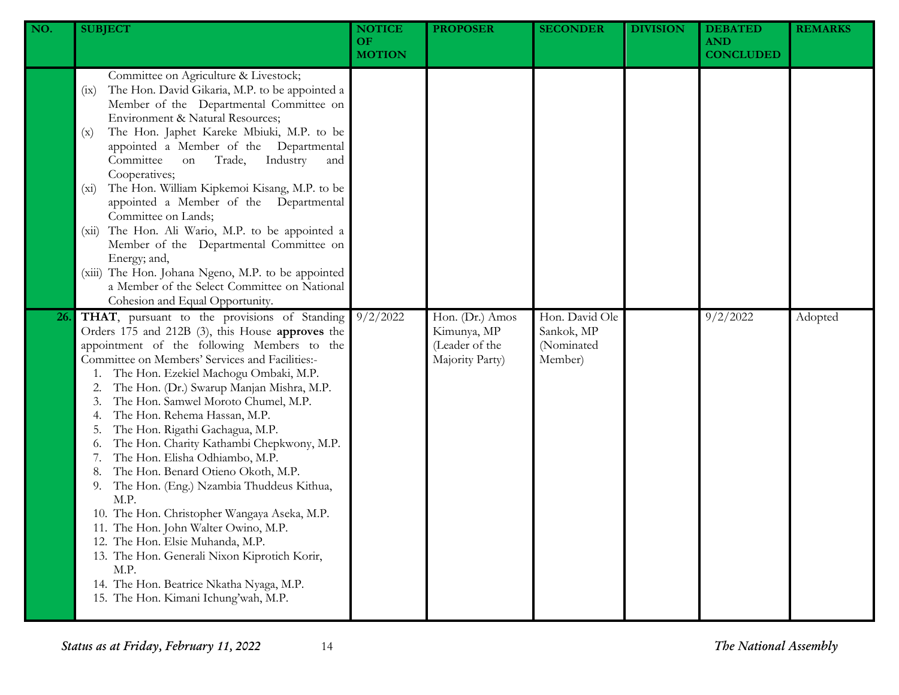| NO. | SUBJECT | NOTICE OF MOTION | PROPOSER | SECONDER | DIVISION | DEBATED AND CONCLUDED | REMARKS |
|---|---|---|---|---|---|---|---|
| | Committee on Agriculture & Livestock;<br>(ix) The Hon. David Gikaria, M.P. to be appointed a Member of the Departmental Committee on Environment & Natural Resources;<br>(x) The Hon. Japhet Kareke Mbiuki, M.P. to be appointed a Member of the Departmental Committee on Trade, Industry and Cooperatives;<br>(xi) The Hon. William Kipkemoi Kisang, M.P. to be appointed a Member of the Departmental Committee on Lands;<br>(xii) The Hon. Ali Wario, M.P. to be appointed a Member of the Departmental Committee on Energy; and,<br>(xiii) The Hon. Johana Ngeno, M.P. to be appointed a Member of the Select Committee on National Cohesion and Equal Opportunity. | | | | | | |
| 26. | **THAT**, pursuant to the provisions of Standing Orders 175 and 212B (3), this House **approves** the appointment of the following Members to the Committee on Members' Services and Facilities:-<br>1. The Hon. Ezekiel Machogu Ombaki, M.P.<br>2. The Hon. (Dr.) Swarup Manjan Mishra, M.P.<br>3. The Hon. Samwel Moroto Chumel, M.P.<br>4. The Hon. Rehema Hassan, M.P.<br>5. The Hon. Rigathi Gachagua, M.P.<br>6. The Hon. Charity Kathambi Chepkwony, M.P.<br>7. The Hon. Elisha Odhiambo, M.P.<br>8. The Hon. Benard Otieno Okoth, M.P.<br>9. The Hon. (Eng.) Nzambia Thuddeus Kithua, M.P.<br>10. The Hon. Christopher Wangaya Aseka, M.P.<br>11. The Hon. John Walter Owino, M.P.<br>12. The Hon. Elsie Muhanda, M.P.<br>13. The Hon. Generali Nixon Kiprotich Korir, M.P.<br>14. The Hon. Beatrice Nkatha Nyaga, M.P.<br>15. The Hon. Kimani Ichung'wah, M.P. | 9/2/2022 | Hon. (Dr.) Amos Kimunya, MP (Leader of the Majority Party) | Hon. David Ole Sankok, MP (Nominated Member) | | 9/2/2022 | Adopted |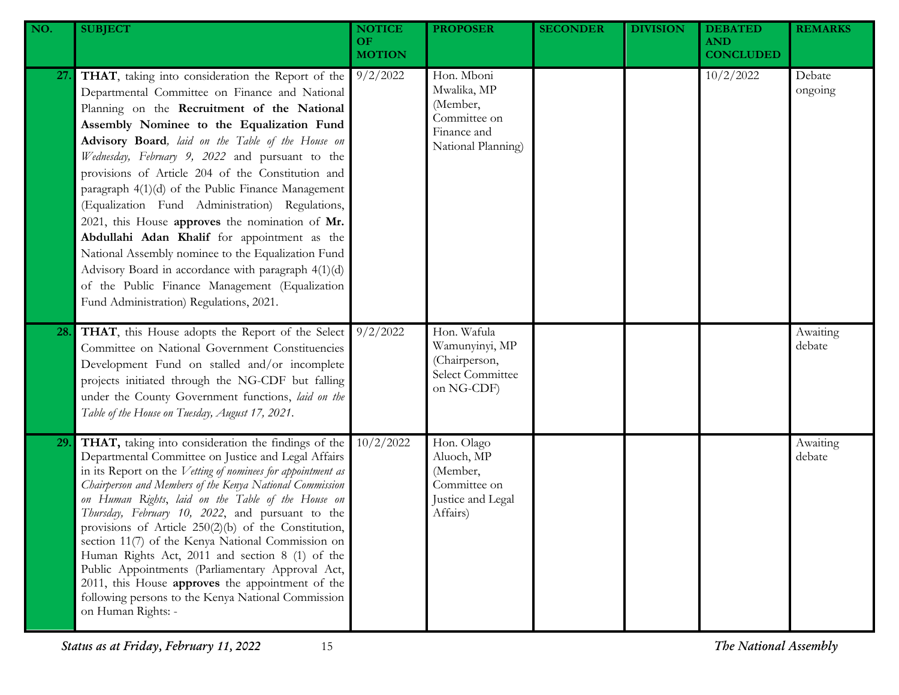| NO. | SUBJECT | NOTICE OF MOTION | PROPOSER | SECONDER | DIVISION | DEBATED AND CONCLUDED | REMARKS |
|---|---|---|---|---|---|---|---|
| 27. | **THAT**, taking into consideration the Report of the Departmental Committee on Finance and National Planning on the **Recruitment of the National Assembly Nominee to the Equalization Fund Advisory Board**, *laid on the Table of the House on Wednesday, February 9, 2022* and pursuant to the provisions of Article 204 of the Constitution and paragraph 4(1)(d) of the Public Finance Management (Equalization Fund Administration) Regulations, 2021, this House **approves** the nomination of **Mr. Abdullahi Adan Khalif** for appointment as the National Assembly nominee to the Equalization Fund Advisory Board in accordance with paragraph 4(1)(d) of the Public Finance Management (Equalization Fund Administration) Regulations, 2021. | 9/2/2022 | Hon. Mboni Mwalika, MP (Member, Committee on Finance and National Planning) | | | 10/2/2022 | Debate ongoing |
| 28. | **THAT**, this House adopts the Report of the Select Committee on National Government Constituencies Development Fund on stalled and/or incomplete projects initiated through the NG-CDF but falling under the County Government functions, *laid on the Table of the House on Tuesday, August 17, 2021*. | 9/2/2022 | Hon. Wafula Wamunyinyi, MP (Chairperson, Select Committee on NG-CDF) | | | | Awaiting debate |
| 29. | **THAT,** taking into consideration the findings of the Departmental Committee on Justice and Legal Affairs in its Report on the *Vetting of nominees for appointment as Chairperson and Members of the Kenya National Commission on Human Rights*, *laid on the Table of the House on Thursday, February 10, 2022*, and pursuant to the provisions of Article 250(2)(b) of the Constitution, section 11(7) of the Kenya National Commission on Human Rights Act, 2011 and section 8 (1) of the Public Appointments (Parliamentary Approval Act, 2011, this House **approves** the appointment of the following persons to the Kenya National Commission on Human Rights: - | 10/2/2022 | Hon. Olago Aluoch, MP (Member, Committee on Justice and Legal Affairs) | | | | Awaiting debate |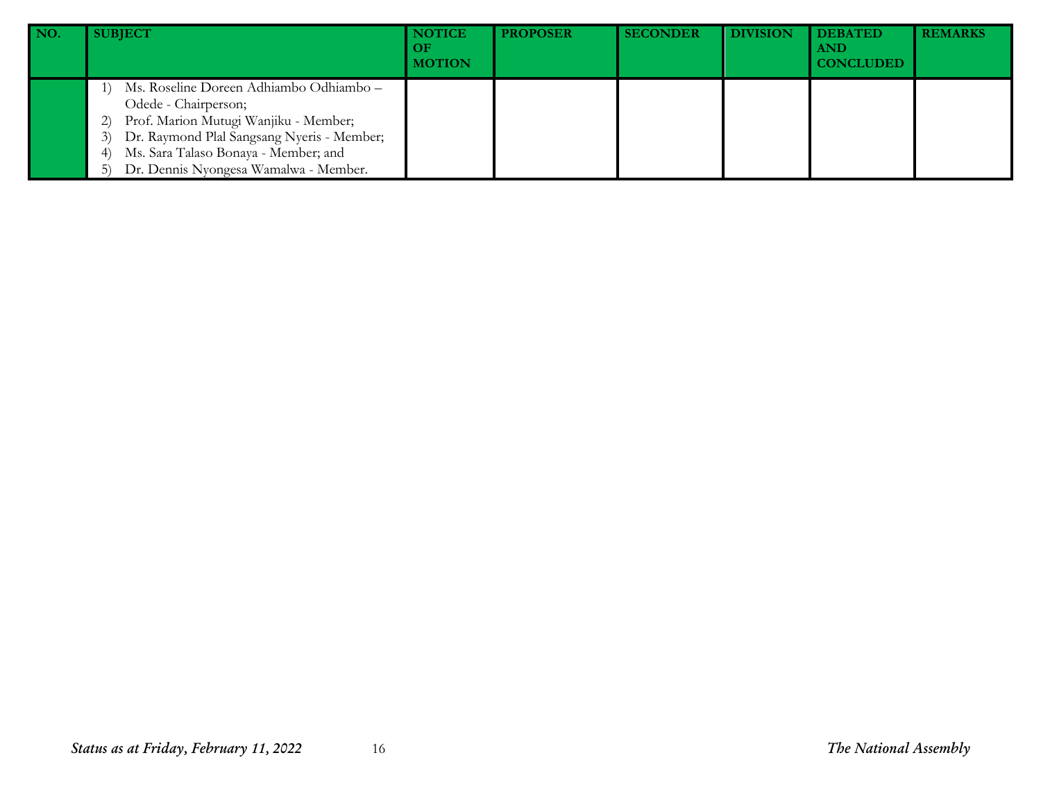| NO. | SUBJECT | NOTICE OF MOTION | PROPOSER | SECONDER | DIVISION | DEBATED AND CONCLUDED | REMARKS |
|---|---|---|---|---|---|---|---|
| | 1) Ms. Roseline Doreen Adhiambo Odhiambo – Odede - Chairperson;<br>2) Prof. Marion Mutugi Wanjiku - Member;<br>3) Dr. Raymond Plal Sangsang Nyeris - Member;<br>4) Ms. Sara Talaso Bonaya - Member; and<br>5) Dr. Dennis Nyongesa Wamalwa - Member. | | | | | | |